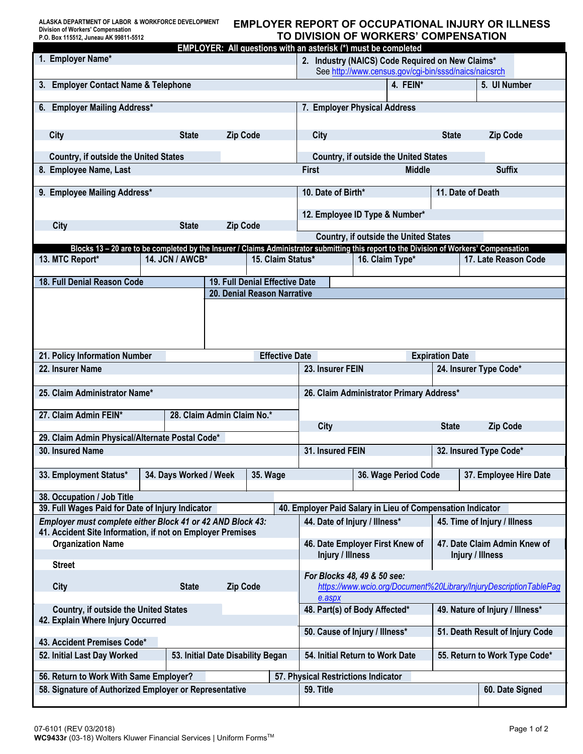ALASKA DEPARTMENT OF LABOR & WORKFORCE DEVELOPMENT
Division of Workers' Compensation
P.O. Box 115512, Juneau AK 99811-5512

# EMPLOYER REPORT OF OCCUPATIONAL INJURY OR ILLNESS TO DIVISION OF WORKERS' COMPENSATION

**EMPLOYER: All questions with an asterisk (*) must be completed**

1. Employer Name*
2. Industry (NAICS) Code Required on New Claims* See http://www.census.gov/cgi-bin/sssd/naics/naicsrch
3. Employer Contact Name & Telephone
4. FEIN*
5. UI Number
6. Employer Mailing Address*
   City | State | Zip Code
   Country, if outside the United States
7. Employer Physical Address
   City | State | Zip Code
   Country, if outside the United States
8. Employee Name, Last | First | Middle | Suffix
9. Employee Mailing Address*
   City | State | Zip Code
10. Date of Birth*
11. Date of Death
12. Employee ID Type & Number*
    Country, if outside the United States

**Blocks 13 – 20 are to be completed by the Insurer / Claims Administrator submitting this report to the Division of Workers' Compensation**

13. MTC Report*
14. JCN / AWCB*
15. Claim Status*
16. Claim Type*
17. Late Reason Code
18. Full Denial Reason Code
19. Full Denial Effective Date
20. Denial Reason Narrative
21. Policy Information Number | Effective Date | Expiration Date
22. Insurer Name
23. Insurer FEIN
24. Insurer Type Code*
25. Claim Administrator Name*
26. Claim Administrator Primary Address*
    City | State | Zip Code
27. Claim Admin FEIN*
28. Claim Admin Claim No.*
29. Claim Admin Physical/Alternate Postal Code*
30. Insured Name
31. Insured FEIN
32. Insured Type Code*
33. Employment Status*
34. Days Worked / Week
35. Wage
36. Wage Period Code
37. Employee Hire Date
38. Occupation / Job Title
39. Full Wages Paid for Date of Injury Indicator
40. Employer Paid Salary in Lieu of Compensation Indicator

*Employer must complete either Block 41 or 42 AND Block 43:*

41. Accident Site Information, if not on Employer Premises
    Organization Name
    Street
    City | State | Zip Code
    Country, if outside the United States
42. Explain Where Injury Occurred
43. Accident Premises Code*
44. Date of Injury / Illness*
45. Time of Injury / Illness
46. Date Employer First Knew of Injury / Illness
47. Date Claim Admin Knew of Injury / Illness

*For Blocks 48, 49 & 50 see:* *https://www.wcio.org/Document%20Library/InjuryDescriptionTablePage.aspx*

48. Part(s) of Body Affected*
49. Nature of Injury / Illness*
50. Cause of Injury / Illness*
51. Death Result of Injury Code
52. Initial Last Day Worked
53. Initial Date Disability Began
54. Initial Return to Work Date
55. Return to Work Type Code*
56. Return to Work With Same Employer?
57. Physical Restrictions Indicator
58. Signature of Authorized Employer or Representative
59. Title
60. Date Signed

07-6101 (REV 03/2018)
**WC9433r** (03-18) Wolters Kluwer Financial Services | Uniform Forms™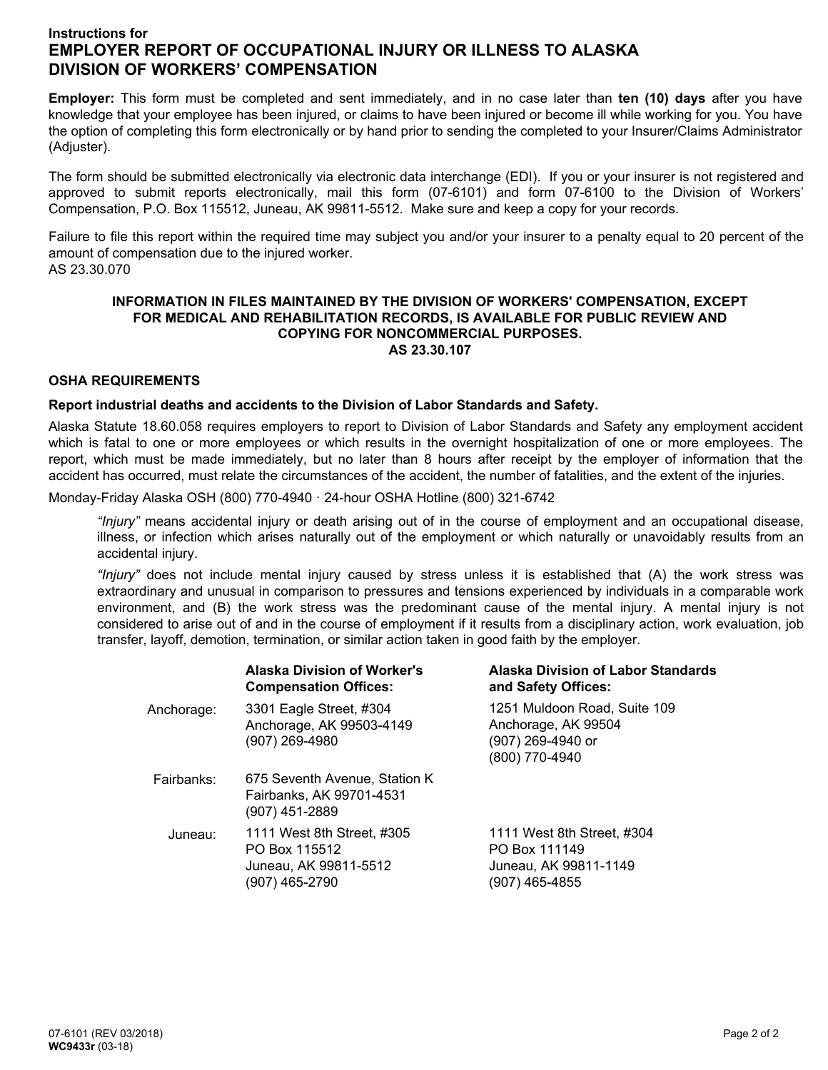**Instructions for**

## EMPLOYER REPORT OF OCCUPATIONAL INJURY OR ILLNESS TO ALASKA DIVISION OF WORKERS' COMPENSATION

**Employer:** This form must be completed and sent immediately, and in no case later than **ten (10) days** after you have knowledge that your employee has been injured, or claims to have been injured or become ill while working for you. You have the option of completing this form electronically or by hand prior to sending the completed to your Insurer/Claims Administrator (Adjuster).

The form should be submitted electronically via electronic data interchange (EDI). If you or your insurer is not registered and approved to submit reports electronically, mail this form (07-6101) and form 07-6100 to the Division of Workers' Compensation, P.O. Box 115512, Juneau, AK 99811-5512. Make sure and keep a copy for your records.

Failure to file this report within the required time may subject you and/or your insurer to a penalty equal to 20 percent of the amount of compensation due to the injured worker.
AS 23.30.070

**INFORMATION IN FILES MAINTAINED BY THE DIVISION OF WORKERS' COMPENSATION, EXCEPT FOR MEDICAL AND REHABILITATION RECORDS, IS AVAILABLE FOR PUBLIC REVIEW AND COPYING FOR NONCOMMERCIAL PURPOSES.**
**AS 23.30.107**

### OSHA REQUIREMENTS

**Report industrial deaths and accidents to the Division of Labor Standards and Safety.**

Alaska Statute 18.60.058 requires employers to report to Division of Labor Standards and Safety any employment accident which is fatal to one or more employees or which results in the overnight hospitalization of one or more employees. The report, which must be made immediately, but no later than 8 hours after receipt by the employer of information that the accident has occurred, must relate the circumstances of the accident, the number of fatalities, and the extent of the injuries.

Monday-Friday Alaska OSH (800) 770-4940 · 24-hour OSHA Hotline (800) 321-6742

*"Injury"* means accidental injury or death arising out of in the course of employment and an occupational disease, illness, or infection which arises naturally out of the employment or which naturally or unavoidably results from an accidental injury.

*"Injury"* does not include mental injury caused by stress unless it is established that (A) the work stress was extraordinary and unusual in comparison to pressures and tensions experienced by individuals in a comparable work environment, and (B) the work stress was the predominant cause of the mental injury. A mental injury is not considered to arise out of and in the course of employment if it results from a disciplinary action, work evaluation, job transfer, layoff, demotion, termination, or similar action taken in good faith by the employer.

| | **Alaska Division of Worker's Compensation Offices:** | **Alaska Division of Labor Standards and Safety Offices:** |
|---|---|---|
| Anchorage: | 3301 Eagle Street, #304<br>Anchorage, AK 99503-4149<br>(907) 269-4980 | 1251 Muldoon Road, Suite 109<br>Anchorage, AK 99504<br>(907) 269-4940 or<br>(800) 770-4940 |
| Fairbanks: | 675 Seventh Avenue, Station K<br>Fairbanks, AK 99701-4531<br>(907) 451-2889 | |
| Juneau: | 1111 West 8th Street, #305<br>PO Box 115512<br>Juneau, AK 99811-5512<br>(907) 465-2790 | 1111 West 8th Street, #304<br>PO Box 111149<br>Juneau, AK 99811-1149<br>(907) 465-4855 |

07-6101 (REV 03/2018)
**WC9433r** (03-18)